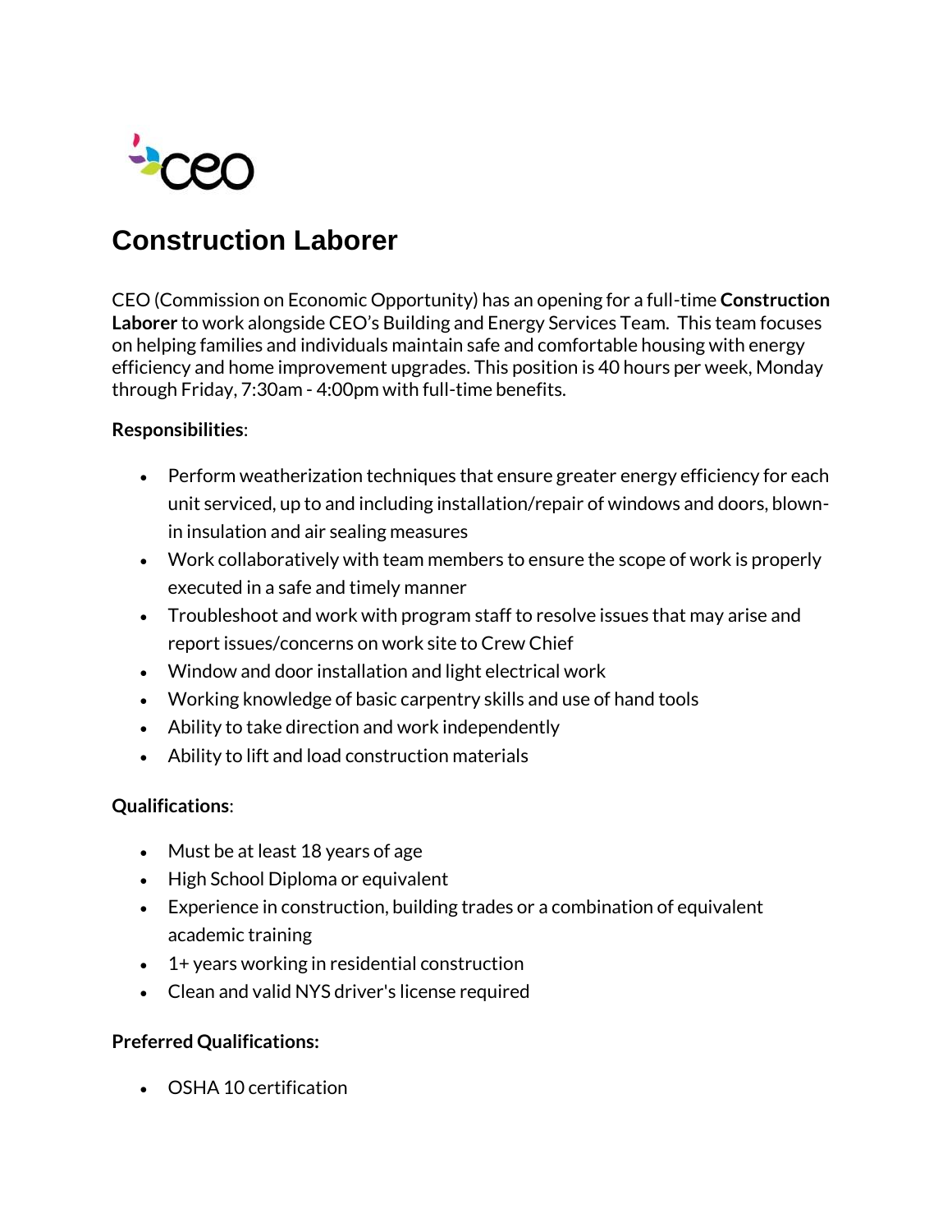# Construction Laborer

CEO (Commission on Economic Opportunity) has an opening for a full-time **Construction Laborer** to work alongside CEO's Building and Energy Services Team. This team focuses on helping families and individuals maintain safe and comfortable housing with energy efficiency and home improvement upgrades. This position is 40 hours per week, Monday through Friday, 7:30am - 4:00pm with full-time benefits.

**Responsibilities**:

- Perform weatherization techniques that ensure greater energy efficiency for each unit serviced, up to and including installation/repair of windows and doors, blown-in insulation and air sealing measures
- Work collaboratively with team members to ensure the scope of work is properly executed in a safe and timely manner
- Troubleshoot and work with program staff to resolve issues that may arise and report issues/concerns on work site to Crew Chief
- Window and door installation and light electrical work
- Working knowledge of basic carpentry skills and use of hand tools
- Ability to take direction and work independently
- Ability to lift and load construction materials

**Qualifications**:

- Must be at least 18 years of age
- High School Diploma or equivalent
- Experience in construction, building trades or a combination of equivalent academic training
- 1+ years working in residential construction
- Clean and valid NYS driver's license required

**Preferred Qualifications:**

- OSHA 10 certification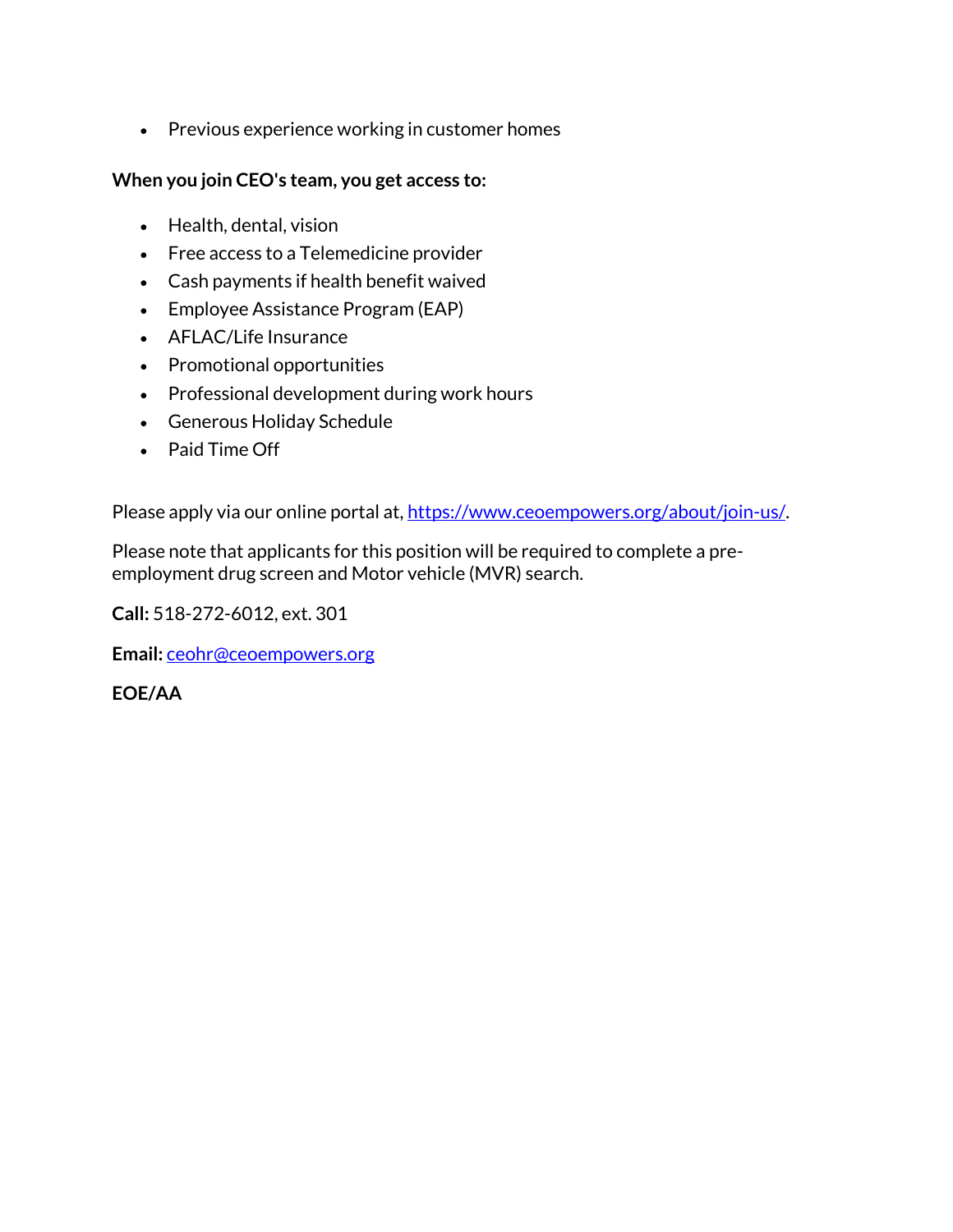- Previous experience working in customer homes

**When you join CEO's team, you get access to:**

- Health, dental, vision
- Free access to a Telemedicine provider
- Cash payments if health benefit waived
- Employee Assistance Program (EAP)
- AFLAC/Life Insurance
- Promotional opportunities
- Professional development during work hours
- Generous Holiday Schedule
- Paid Time Off

Please apply via our online portal at, [https://www.ceoempowers.org/about/join-us/](https://www.ceoempowers.org/about/join-us/).

Please note that applicants for this position will be required to complete a pre-employment drug screen and Motor vehicle (MVR) search.

**Call:** 518-272-6012, ext. 301

**Email:** [ceohr@ceoempowers.org](mailto:ceohr@ceoempowers.org)

**EOE/AA**